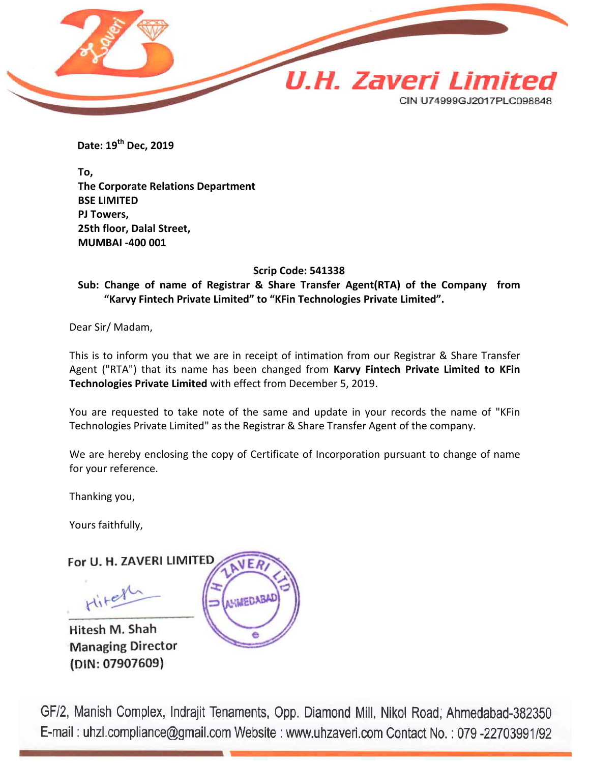# U.H. Zaveri Limited

CIN U74999GJ2017PLC098848

**Date: 19th Dec, 2019**

**To,**
**The Corporate Relations Department**
**BSE LIMITED**
**PJ Towers,**
**25th floor, Dalal Street,**
**MUMBAI -400 001**

**Scrip Code: 541338**

**Sub: Change of name of Registrar & Share Transfer Agent(RTA) of the Company from "Karvy Fintech Private Limited" to "KFin Technologies Private Limited".**

Dear Sir/ Madam,

This is to inform you that we are in receipt of intimation from our Registrar & Share Transfer Agent ("RTA") that its name has been changed from **Karvy Fintech Private Limited to KFin Technologies Private Limited** with effect from December 5, 2019.

You are requested to take note of the same and update in your records the name of "KFin Technologies Private Limited" as the Registrar & Share Transfer Agent of the company.

We are hereby enclosing the copy of Certificate of Incorporation pursuant to change of name for your reference.

Thanking you,

Yours faithfully,

For U. H. ZAVERI LIMITED

Hitesh M. Shah
Managing Director
(DIN: 07907609)

GF/2, Manish Complex, Indrajit Tenaments, Opp. Diamond Mill, Nikol Road, Ahmedabad-382350
E-mail : uhzl.compliance@gmail.com Website : www.uhzaveri.com Contact No. : 079 -22703991/92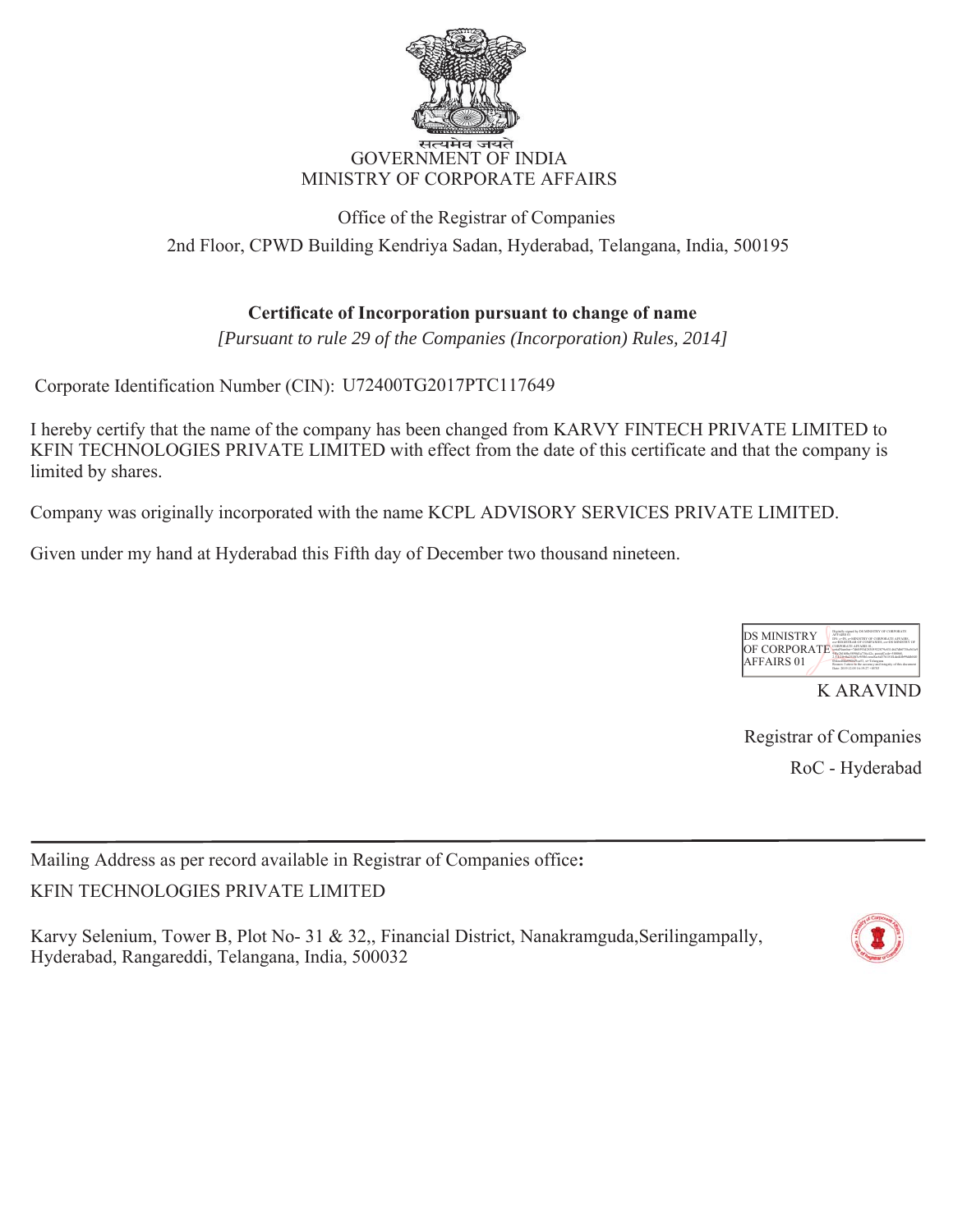सत्यमेव जयते

GOVERNMENT OF INDIA

MINISTRY OF CORPORATE AFFAIRS

Office of the Registrar of Companies

2nd Floor, CPWD Building Kendriya Sadan, Hyderabad, Telangana, India, 500195

## Certificate of Incorporation pursuant to change of name

*[Pursuant to rule 29 of the Companies (Incorporation) Rules, 2014]*

Corporate Identification Number (CIN): U72400TG2017PTC117649

I hereby certify that the name of the company has been changed from KARVY FINTECH PRIVATE LIMITED to KFIN TECHNOLOGIES PRIVATE LIMITED with effect from the date of this certificate and that the company is limited by shares.

Company was originally incorporated with the name KCPL ADVISORY SERVICES PRIVATE LIMITED.

Given under my hand at Hyderabad this Fifth day of December two thousand nineteen.

DS MINISTRY OF CORPORATE AFFAIRS 01

K ARAVIND

Registrar of Companies

RoC - Hyderabad

---

Mailing Address as per record available in Registrar of Companies office**:**

KFIN TECHNOLOGIES PRIVATE LIMITED

Karvy Selenium, Tower B, Plot No- 31 & 32,, Financial District, Nanakramguda,Serilingampally, Hyderabad, Rangareddi, Telangana, India, 500032